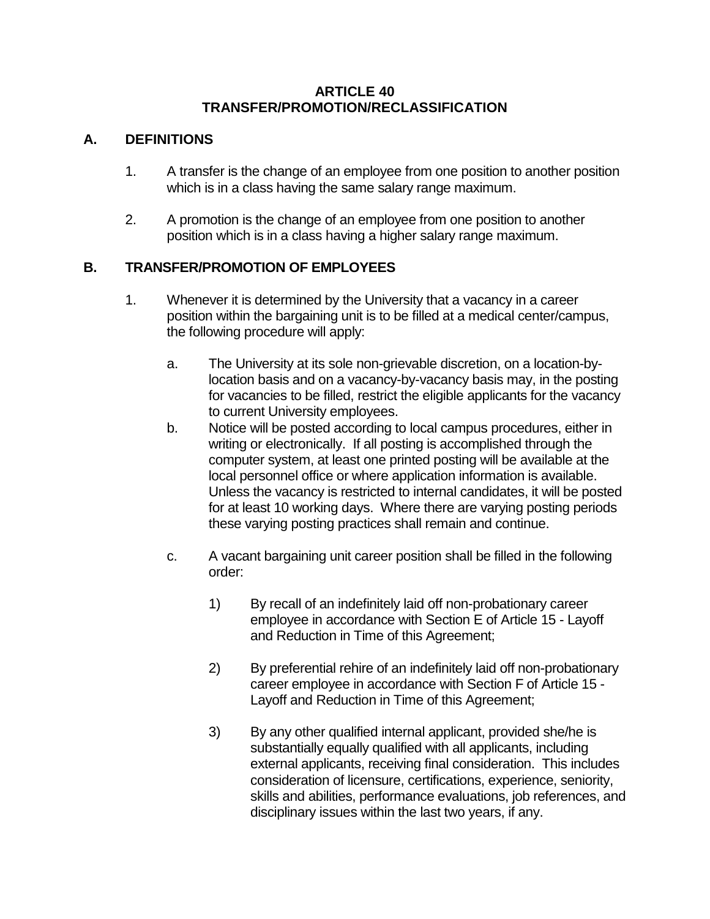# ARTICLE 40
# TRANSFER/PROMOTION/RECLASSIFICATION

## A. DEFINITIONS

1. A transfer is the change of an employee from one position to another position which is in a class having the same salary range maximum.

2. A promotion is the change of an employee from one position to another position which is in a class having a higher salary range maximum.

## B. TRANSFER/PROMOTION OF EMPLOYEES

1. Whenever it is determined by the University that a vacancy in a career position within the bargaining unit is to be filled at a medical center/campus, the following procedure will apply:

   a. The University at its sole non-grievable discretion, on a location-by-location basis and on a vacancy-by-vacancy basis may, in the posting for vacancies to be filled, restrict the eligible applicants for the vacancy to current University employees.

   b. Notice will be posted according to local campus procedures, either in writing or electronically. If all posting is accomplished through the computer system, at least one printed posting will be available at the local personnel office or where application information is available. Unless the vacancy is restricted to internal candidates, it will be posted for at least 10 working days. Where there are varying posting periods these varying posting practices shall remain and continue.

   c. A vacant bargaining unit career position shall be filled in the following order:

      1) By recall of an indefinitely laid off non-probationary career employee in accordance with Section E of Article 15 - Layoff and Reduction in Time of this Agreement;

      2) By preferential rehire of an indefinitely laid off non-probationary career employee in accordance with Section F of Article 15 - Layoff and Reduction in Time of this Agreement;

      3) By any other qualified internal applicant, provided she/he is substantially equally qualified with all applicants, including external applicants, receiving final consideration. This includes consideration of licensure, certifications, experience, seniority, skills and abilities, performance evaluations, job references, and disciplinary issues within the last two years, if any.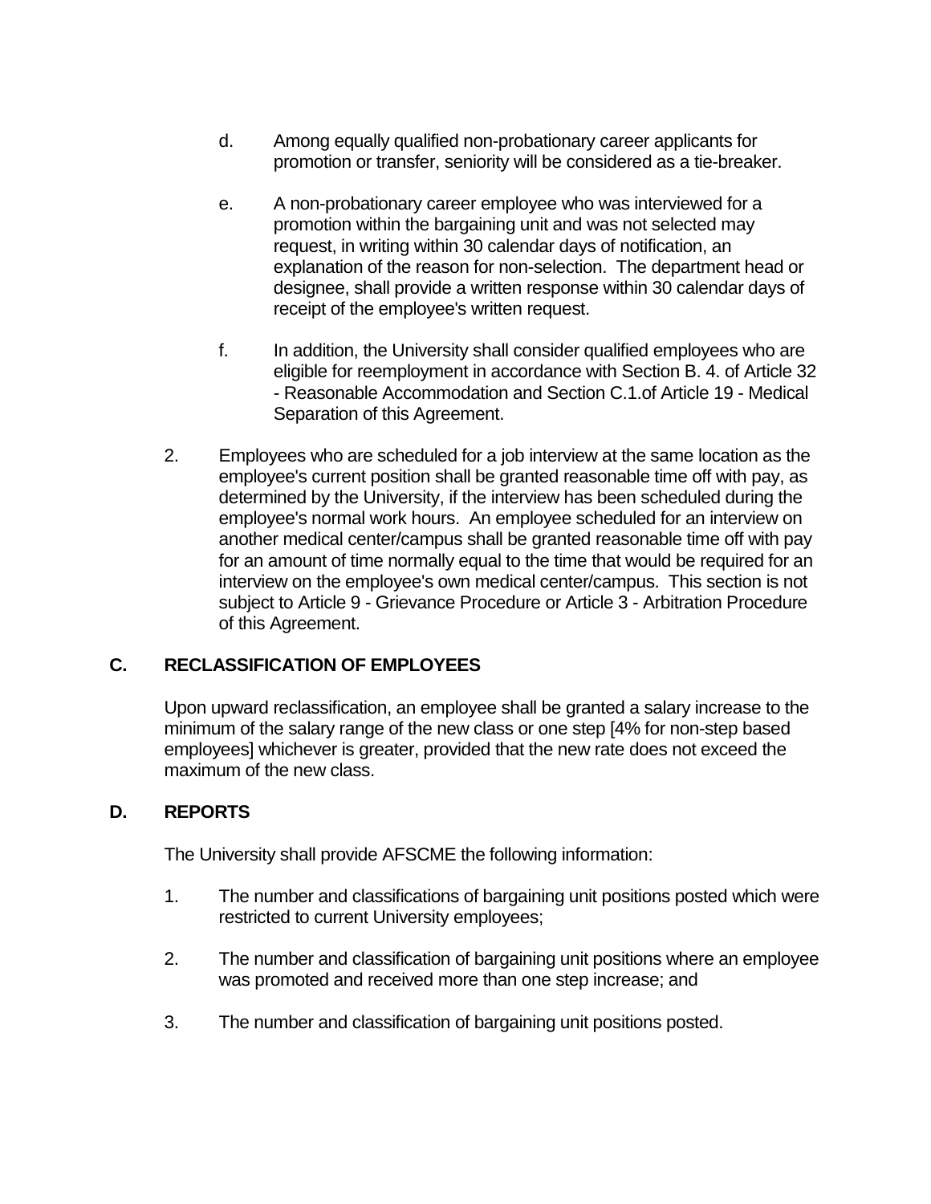d. Among equally qualified non-probationary career applicants for promotion or transfer, seniority will be considered as a tie-breaker.

e. A non-probationary career employee who was interviewed for a promotion within the bargaining unit and was not selected may request, in writing within 30 calendar days of notification, an explanation of the reason for non-selection. The department head or designee, shall provide a written response within 30 calendar days of receipt of the employee's written request.

f. In addition, the University shall consider qualified employees who are eligible for reemployment in accordance with Section B. 4. of Article 32 - Reasonable Accommodation and Section C.1.of Article 19 - Medical Separation of this Agreement.

2. Employees who are scheduled for a job interview at the same location as the employee's current position shall be granted reasonable time off with pay, as determined by the University, if the interview has been scheduled during the employee's normal work hours. An employee scheduled for an interview on another medical center/campus shall be granted reasonable time off with pay for an amount of time normally equal to the time that would be required for an interview on the employee's own medical center/campus. This section is not subject to Article 9 - Grievance Procedure or Article 3 - Arbitration Procedure of this Agreement.

## C. RECLASSIFICATION OF EMPLOYEES

Upon upward reclassification, an employee shall be granted a salary increase to the minimum of the salary range of the new class or one step [4% for non-step based employees] whichever is greater, provided that the new rate does not exceed the maximum of the new class.

## D. REPORTS

The University shall provide AFSCME the following information:

1. The number and classifications of bargaining unit positions posted which were restricted to current University employees;

2. The number and classification of bargaining unit positions where an employee was promoted and received more than one step increase; and

3. The number and classification of bargaining unit positions posted.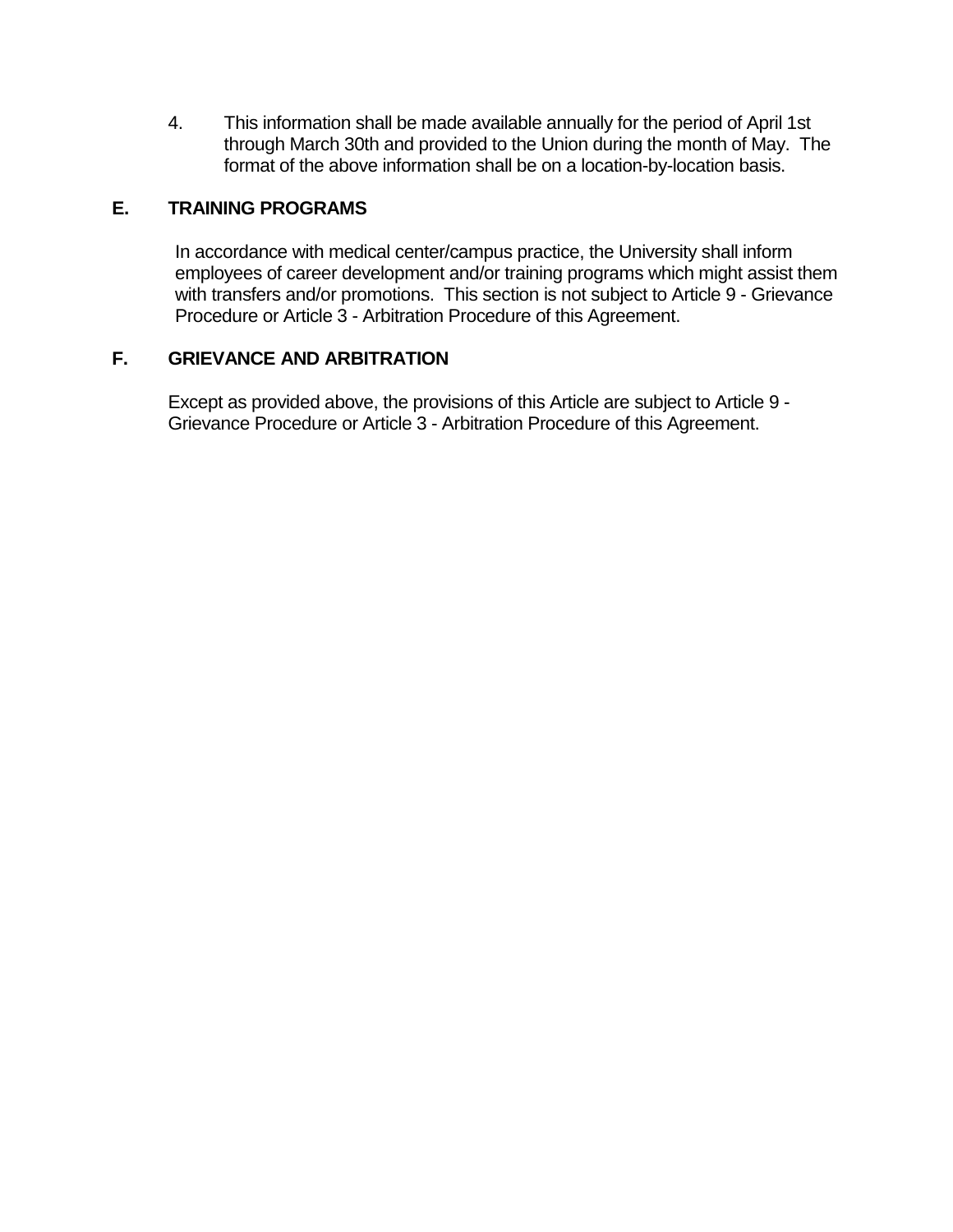4. This information shall be made available annually for the period of April 1st through March 30th and provided to the Union during the month of May. The format of the above information shall be on a location-by-location basis.

## E. TRAINING PROGRAMS

In accordance with medical center/campus practice, the University shall inform employees of career development and/or training programs which might assist them with transfers and/or promotions. This section is not subject to Article 9 - Grievance Procedure or Article 3 - Arbitration Procedure of this Agreement.

## F. GRIEVANCE AND ARBITRATION

Except as provided above, the provisions of this Article are subject to Article 9 - Grievance Procedure or Article 3 - Arbitration Procedure of this Agreement.